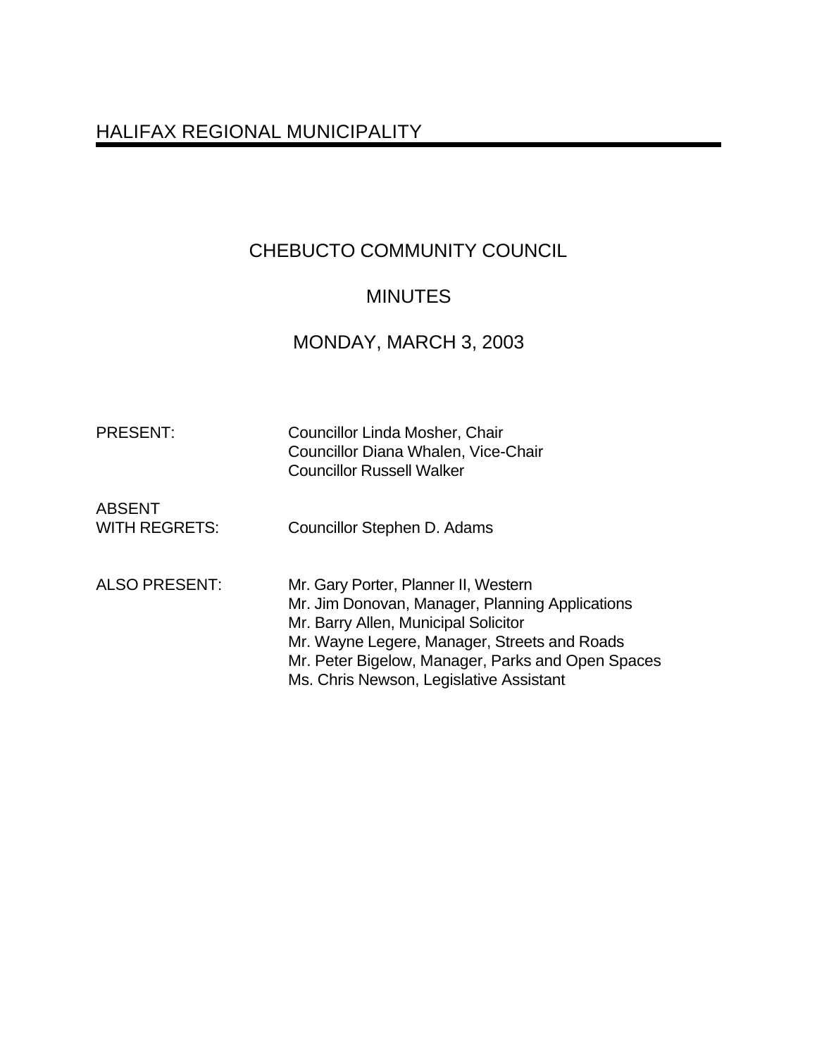# HALIFAX REGIONAL MUNICIPALITY

## CHEBUCTO COMMUNITY COUNCIL

## MINUTES

## MONDAY, MARCH 3, 2003

| | |
|---|---|
| PRESENT: | Councillor Linda Mosher, Chair<br>Councillor Diana Whalen, Vice-Chair<br>Councillor Russell Walker |
| ABSENT WITH REGRETS: | Councillor Stephen D. Adams |
| ALSO PRESENT: | Mr. Gary Porter, Planner II, Western<br>Mr. Jim Donovan, Manager, Planning Applications<br>Mr. Barry Allen, Municipal Solicitor<br>Mr. Wayne Legere, Manager, Streets and Roads<br>Mr. Peter Bigelow, Manager, Parks and Open Spaces<br>Ms. Chris Newson, Legislative Assistant |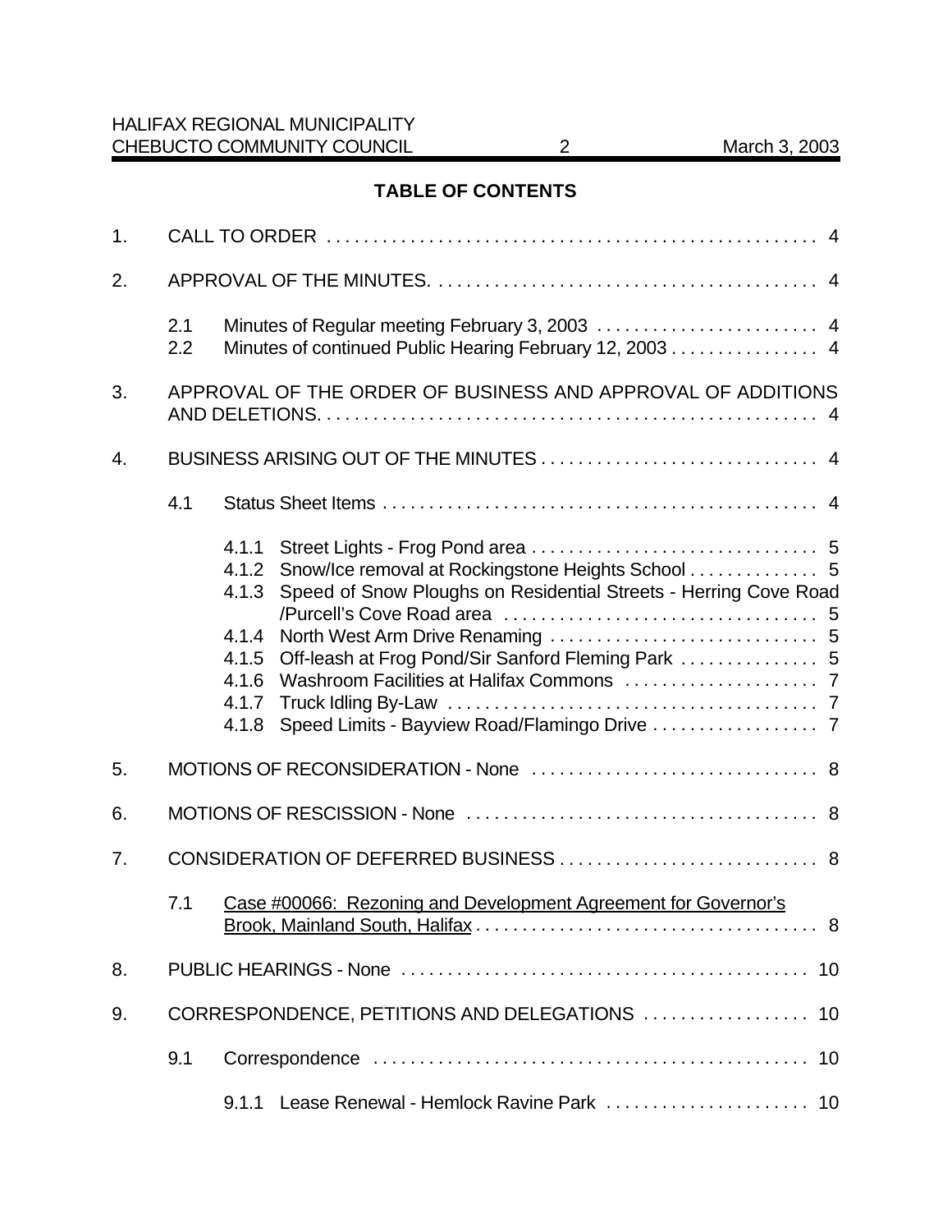## TABLE OF CONTENTS

1. CALL TO ORDER . . . . . . . . . . . . . . . . . . . . . . . . . . . . . . . . . . . . . . . . . . . . . . . . . . . . 4

2. APPROVAL OF THE MINUTES. . . . . . . . . . . . . . . . . . . . . . . . . . . . . . . . . . . . . . . . . . 4

   2.1 Minutes of Regular meeting February 3, 2003 . . . . . . . . . . . . . . . . . . . . . . . . 4
   2.2 Minutes of continued Public Hearing February 12, 2003 . . . . . . . . . . . . . . . . 4

3. APPROVAL OF THE ORDER OF BUSINESS AND APPROVAL OF ADDITIONS AND DELETIONS. . . . . . . . . . . . . . . . . . . . . . . . . . . . . . . . . . . . . . . . . . . . . . . . . . . . . 4

4. BUSINESS ARISING OUT OF THE MINUTES . . . . . . . . . . . . . . . . . . . . . . . . . . . . . . 4

   4.1 Status Sheet Items . . . . . . . . . . . . . . . . . . . . . . . . . . . . . . . . . . . . . . . . . . . . . . . 4

      4.1.1 Street Lights - Frog Pond area . . . . . . . . . . . . . . . . . . . . . . . . . . . . . . . 5
      4.1.2 Snow/Ice removal at Rockingstone Heights School . . . . . . . . . . . . . . 5
      4.1.3 Speed of Snow Ploughs on Residential Streets - Herring Cove Road /Purcell's Cove Road area . . . . . . . . . . . . . . . . . . . . . . . . . . . . . . . . . . 5
      4.1.4 North West Arm Drive Renaming . . . . . . . . . . . . . . . . . . . . . . . . . . . . 5
      4.1.5 Off-leash at Frog Pond/Sir Sanford Fleming Park . . . . . . . . . . . . . . . 5
      4.1.6 Washroom Facilities at Halifax Commons . . . . . . . . . . . . . . . . . . . . . 7
      4.1.7 Truck Idling By-Law . . . . . . . . . . . . . . . . . . . . . . . . . . . . . . . . . . . . . . . . 7
      4.1.8 Speed Limits - Bayview Road/Flamingo Drive . . . . . . . . . . . . . . . . . . 7

5. MOTIONS OF RECONSIDERATION - None . . . . . . . . . . . . . . . . . . . . . . . . . . . . . . . 8

6. MOTIONS OF RESCISSION - None . . . . . . . . . . . . . . . . . . . . . . . . . . . . . . . . . . . . . . 8

7. CONSIDERATION OF DEFERRED BUSINESS . . . . . . . . . . . . . . . . . . . . . . . . . . . . 8

   7.1 Case #00066: Rezoning and Development Agreement for Governor's Brook, Mainland South, Halifax . . . . . . . . . . . . . . . . . . . . . . . . . . . . . . . . . . . . . 8

8. PUBLIC HEARINGS - None . . . . . . . . . . . . . . . . . . . . . . . . . . . . . . . . . . . . . . . . . . . . 10

9. CORRESPONDENCE, PETITIONS AND DELEGATIONS . . . . . . . . . . . . . . . . . . 10

   9.1 Correspondence . . . . . . . . . . . . . . . . . . . . . . . . . . . . . . . . . . . . . . . . . . . . . . . 10

      9.1.1 Lease Renewal - Hemlock Ravine Park . . . . . . . . . . . . . . . . . . . . . . 10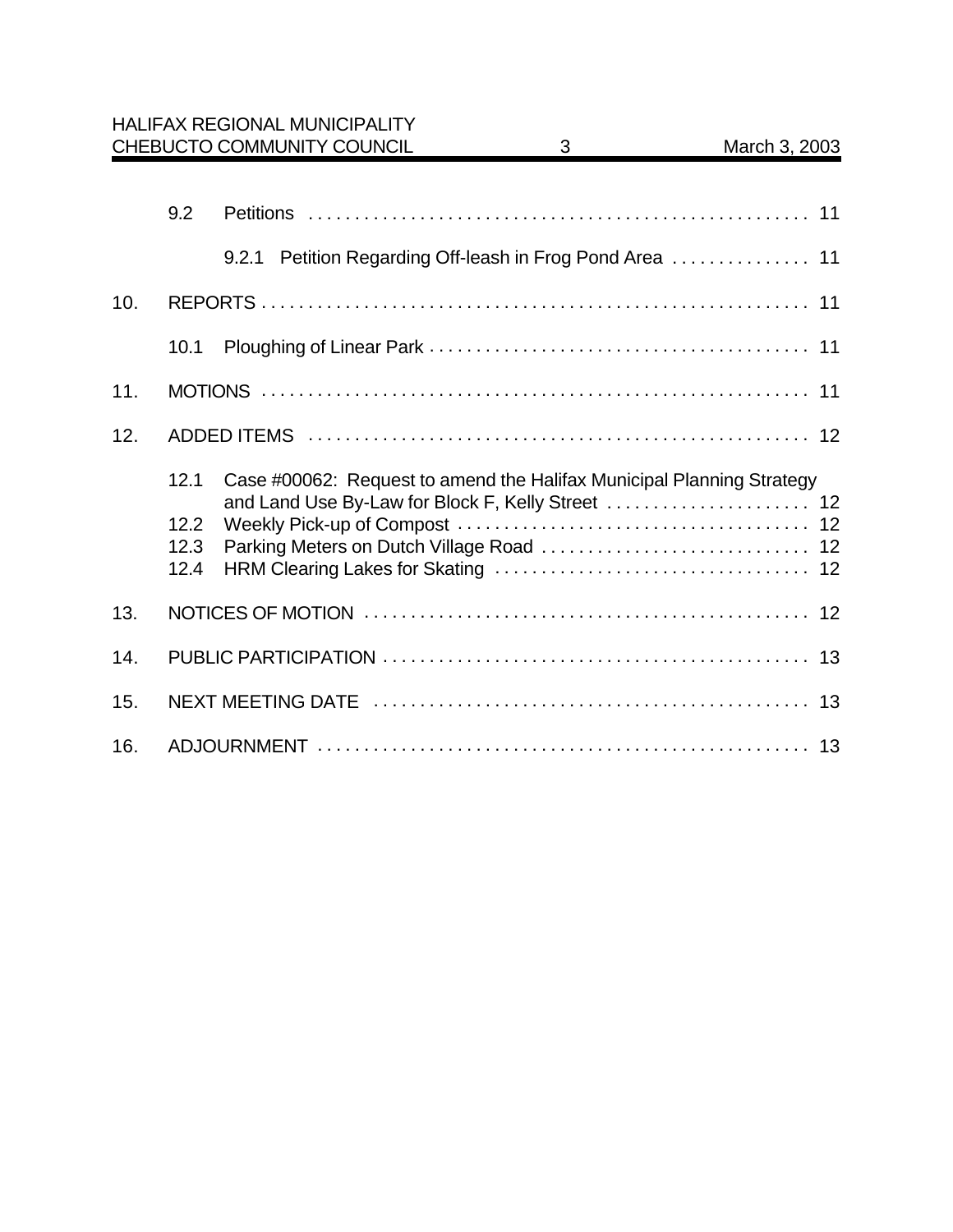9.2 Petitions . . . . . . . . . . . . . . . . . . . . . . . . . . . . . . . . . . . . . . . . . . . . . . . . . . . . 11

9.2.1 Petition Regarding Off-leash in Frog Pond Area . . . . . . . . . . . . . . . 11

10. REPORTS . . . . . . . . . . . . . . . . . . . . . . . . . . . . . . . . . . . . . . . . . . . . . . . . . . . . . . . . . . . 11

10.1 Ploughing of Linear Park . . . . . . . . . . . . . . . . . . . . . . . . . . . . . . . . . . . . . . . . 11

11. MOTIONS . . . . . . . . . . . . . . . . . . . . . . . . . . . . . . . . . . . . . . . . . . . . . . . . . . . . . . . . . . . 11

12. ADDED ITEMS . . . . . . . . . . . . . . . . . . . . . . . . . . . . . . . . . . . . . . . . . . . . . . . . . . . . . 12

12.1 Case #00062: Request to amend the Halifax Municipal Planning Strategy and Land Use By-Law for Block F, Kelly Street . . . . . . . . . . . . . . . . . . . . . . 12
12.2 Weekly Pick-up of Compost . . . . . . . . . . . . . . . . . . . . . . . . . . . . . . . . . . . . . 12
12.3 Parking Meters on Dutch Village Road . . . . . . . . . . . . . . . . . . . . . . . . . . . . 12
12.4 HRM Clearing Lakes for Skating . . . . . . . . . . . . . . . . . . . . . . . . . . . . . . . . . 12

13. NOTICES OF MOTION . . . . . . . . . . . . . . . . . . . . . . . . . . . . . . . . . . . . . . . . . . . . . . . 12

14. PUBLIC PARTICIPATION . . . . . . . . . . . . . . . . . . . . . . . . . . . . . . . . . . . . . . . . . . . . . 13

15. NEXT MEETING DATE . . . . . . . . . . . . . . . . . . . . . . . . . . . . . . . . . . . . . . . . . . . . . . 13

16. ADJOURNMENT . . . . . . . . . . . . . . . . . . . . . . . . . . . . . . . . . . . . . . . . . . . . . . . . . . . . 13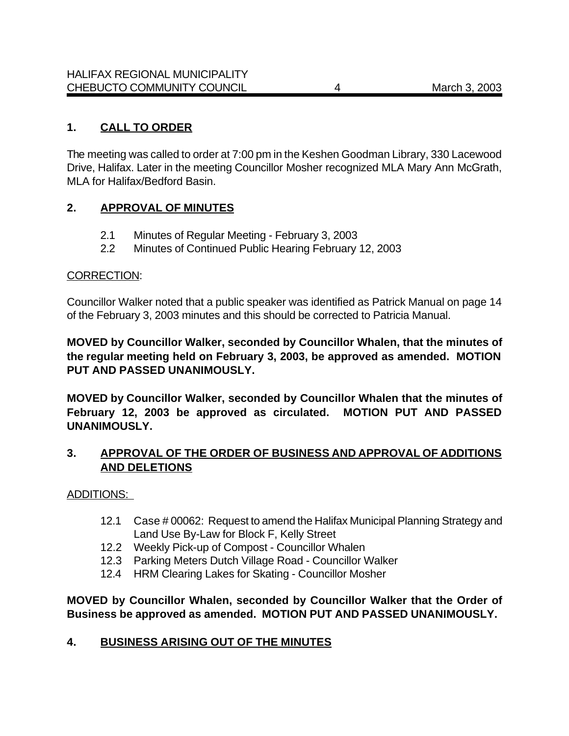## 1. CALL TO ORDER

The meeting was called to order at 7:00 pm in the Keshen Goodman Library, 330 Lacewood Drive, Halifax. Later in the meeting Councillor Mosher recognized MLA Mary Ann McGrath, MLA for Halifax/Bedford Basin.

## 2. APPROVAL OF MINUTES

2.1 Minutes of Regular Meeting - February 3, 2003
2.2 Minutes of Continued Public Hearing February 12, 2003

CORRECTION:

Councillor Walker noted that a public speaker was identified as Patrick Manual on page 14 of the February 3, 2003 minutes and this should be corrected to Patricia Manual.

**MOVED by Councillor Walker, seconded by Councillor Whalen, that the minutes of the regular meeting held on February 3, 2003, be approved as amended. MOTION PUT AND PASSED UNANIMOUSLY.**

**MOVED by Councillor Walker, seconded by Councillor Whalen that the minutes of February 12, 2003 be approved as circulated. MOTION PUT AND PASSED UNANIMOUSLY.**

## 3. APPROVAL OF THE ORDER OF BUSINESS AND APPROVAL OF ADDITIONS AND DELETIONS

ADDITIONS:

12.1 Case # 00062: Request to amend the Halifax Municipal Planning Strategy and Land Use By-Law for Block F, Kelly Street
12.2 Weekly Pick-up of Compost - Councillor Whalen
12.3 Parking Meters Dutch Village Road - Councillor Walker
12.4 HRM Clearing Lakes for Skating - Councillor Mosher

**MOVED by Councillor Whalen, seconded by Councillor Walker that the Order of Business be approved as amended. MOTION PUT AND PASSED UNANIMOUSLY.**

## 4. BUSINESS ARISING OUT OF THE MINUTES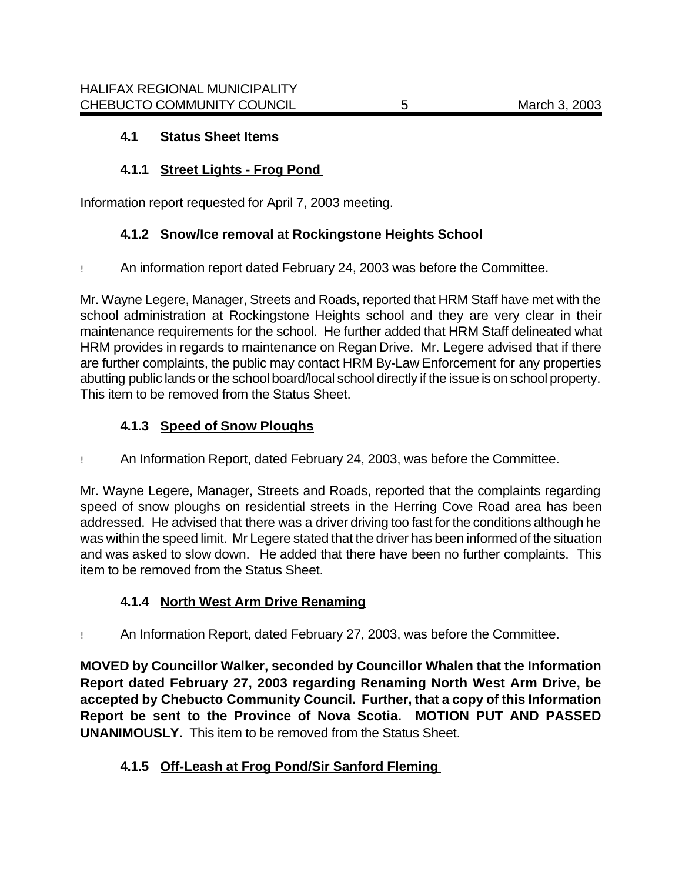### 4.1 Status Sheet Items

#### 4.1.1 Street Lights - Frog Pond

Information report requested for April 7, 2003 meeting.

#### 4.1.2 Snow/Ice removal at Rockingstone Heights School

- An information report dated February 24, 2003 was before the Committee.

Mr. Wayne Legere, Manager, Streets and Roads, reported that HRM Staff have met with the school administration at Rockingstone Heights school and they are very clear in their maintenance requirements for the school. He further added that HRM Staff delineated what HRM provides in regards to maintenance on Regan Drive. Mr. Legere advised that if there are further complaints, the public may contact HRM By-Law Enforcement for any properties abutting public lands or the school board/local school directly if the issue is on school property. This item to be removed from the Status Sheet.

#### 4.1.3 Speed of Snow Ploughs

- An Information Report, dated February 24, 2003, was before the Committee.

Mr. Wayne Legere, Manager, Streets and Roads, reported that the complaints regarding speed of snow ploughs on residential streets in the Herring Cove Road area has been addressed. He advised that there was a driver driving too fast for the conditions although he was within the speed limit. Mr Legere stated that the driver has been informed of the situation and was asked to slow down. He added that there have been no further complaints. This item to be removed from the Status Sheet.

#### 4.1.4 North West Arm Drive Renaming

- An Information Report, dated February 27, 2003, was before the Committee.

**MOVED by Councillor Walker, seconded by Councillor Whalen that the Information Report dated February 27, 2003 regarding Renaming North West Arm Drive, be accepted by Chebucto Community Council. Further, that a copy of this Information Report be sent to the Province of Nova Scotia. MOTION PUT AND PASSED UNANIMOUSLY.** This item to be removed from the Status Sheet.

#### 4.1.5 Off-Leash at Frog Pond/Sir Sanford Fleming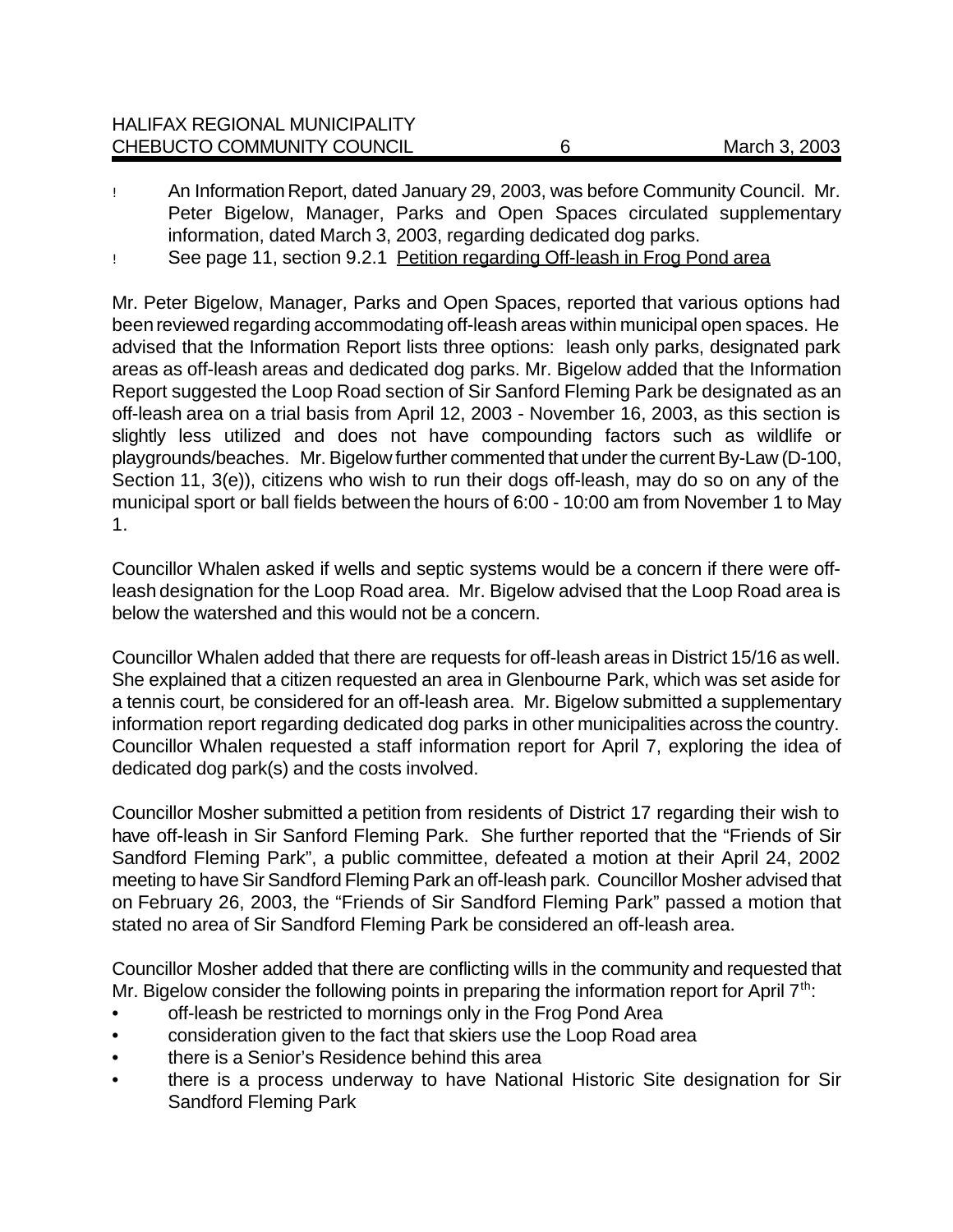- An Information Report, dated January 29, 2003, was before Community Council. Mr. Peter Bigelow, Manager, Parks and Open Spaces circulated supplementary information, dated March 3, 2003, regarding dedicated dog parks.
- See page 11, section 9.2.1 Petition regarding Off-leash in Frog Pond area

Mr. Peter Bigelow, Manager, Parks and Open Spaces, reported that various options had been reviewed regarding accommodating off-leash areas within municipal open spaces. He advised that the Information Report lists three options: leash only parks, designated park areas as off-leash areas and dedicated dog parks. Mr. Bigelow added that the Information Report suggested the Loop Road section of Sir Sanford Fleming Park be designated as an off-leash area on a trial basis from April 12, 2003 - November 16, 2003, as this section is slightly less utilized and does not have compounding factors such as wildlife or playgrounds/beaches. Mr. Bigelow further commented that under the current By-Law (D-100, Section 11, 3(e)), citizens who wish to run their dogs off-leash, may do so on any of the municipal sport or ball fields between the hours of 6:00 - 10:00 am from November 1 to May 1.

Councillor Whalen asked if wells and septic systems would be a concern if there were off-leash designation for the Loop Road area. Mr. Bigelow advised that the Loop Road area is below the watershed and this would not be a concern.

Councillor Whalen added that there are requests for off-leash areas in District 15/16 as well. She explained that a citizen requested an area in Glenbourne Park, which was set aside for a tennis court, be considered for an off-leash area. Mr. Bigelow submitted a supplementary information report regarding dedicated dog parks in other municipalities across the country. Councillor Whalen requested a staff information report for April 7, exploring the idea of dedicated dog park(s) and the costs involved.

Councillor Mosher submitted a petition from residents of District 17 regarding their wish to have off-leash in Sir Sanford Fleming Park. She further reported that the "Friends of Sir Sandford Fleming Park", a public committee, defeated a motion at their April 24, 2002 meeting to have Sir Sandford Fleming Park an off-leash park. Councillor Mosher advised that on February 26, 2003, the "Friends of Sir Sandford Fleming Park" passed a motion that stated no area of Sir Sandford Fleming Park be considered an off-leash area.

Councillor Mosher added that there are conflicting wills in the community and requested that Mr. Bigelow consider the following points in preparing the information report for April 7th:

- off-leash be restricted to mornings only in the Frog Pond Area
- consideration given to the fact that skiers use the Loop Road area
- there is a Senior's Residence behind this area
- there is a process underway to have National Historic Site designation for Sir Sandford Fleming Park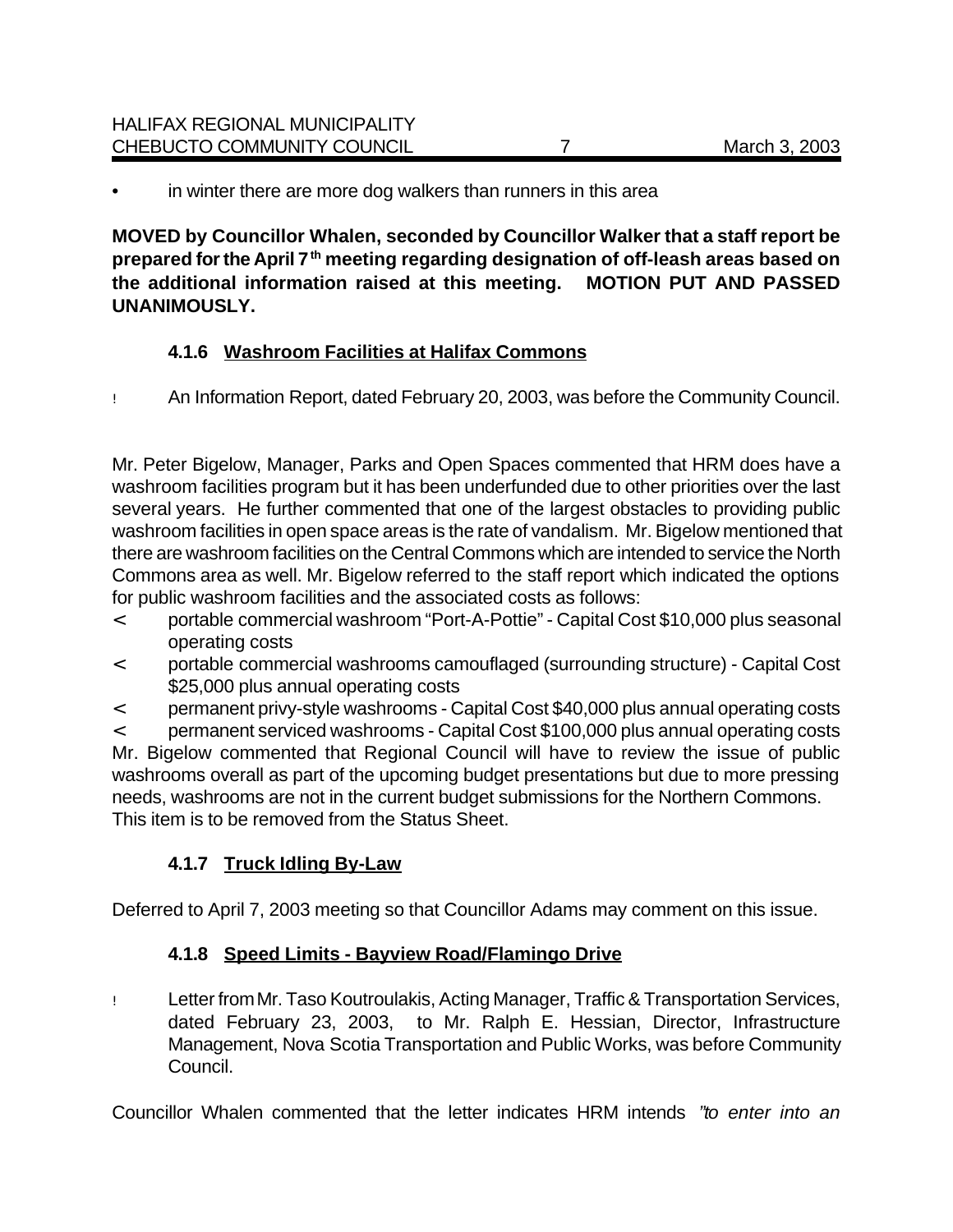- in winter there are more dog walkers than runners in this area

**MOVED by Councillor Whalen, seconded by Councillor Walker that a staff report be prepared for the April 7th meeting regarding designation of off-leash areas based on the additional information raised at this meeting. MOTION PUT AND PASSED UNANIMOUSLY.**

### 4.1.6 Washroom Facilities at Halifax Commons

- An Information Report, dated February 20, 2003, was before the Community Council.

Mr. Peter Bigelow, Manager, Parks and Open Spaces commented that HRM does have a washroom facilities program but it has been underfunded due to other priorities over the last several years. He further commented that one of the largest obstacles to providing public washroom facilities in open space areas is the rate of vandalism. Mr. Bigelow mentioned that there are washroom facilities on the Central Commons which are intended to service the North Commons area as well. Mr. Bigelow referred to the staff report which indicated the options for public washroom facilities and the associated costs as follows:

- portable commercial washroom "Port-A-Pottie" - Capital Cost $10,000 plus seasonal operating costs
- portable commercial washrooms camouflaged (surrounding structure) - Capital Cost $25,000 plus annual operating costs
- permanent privy-style washrooms - Capital Cost $40,000 plus annual operating costs
- permanent serviced washrooms - Capital Cost $100,000 plus annual operating costs

Mr. Bigelow commented that Regional Council will have to review the issue of public washrooms overall as part of the upcoming budget presentations but due to more pressing needs, washrooms are not in the current budget submissions for the Northern Commons. This item is to be removed from the Status Sheet.

### 4.1.7 Truck Idling By-Law

Deferred to April 7, 2003 meeting so that Councillor Adams may comment on this issue.

### 4.1.8 Speed Limits - Bayview Road/Flamingo Drive

- Letter from Mr. Taso Koutroulakis, Acting Manager, Traffic & Transportation Services, dated February 23, 2003, to Mr. Ralph E. Hessian, Director, Infrastructure Management, Nova Scotia Transportation and Public Works, was before Community Council.

Councillor Whalen commented that the letter indicates HRM intends *"to enter into an*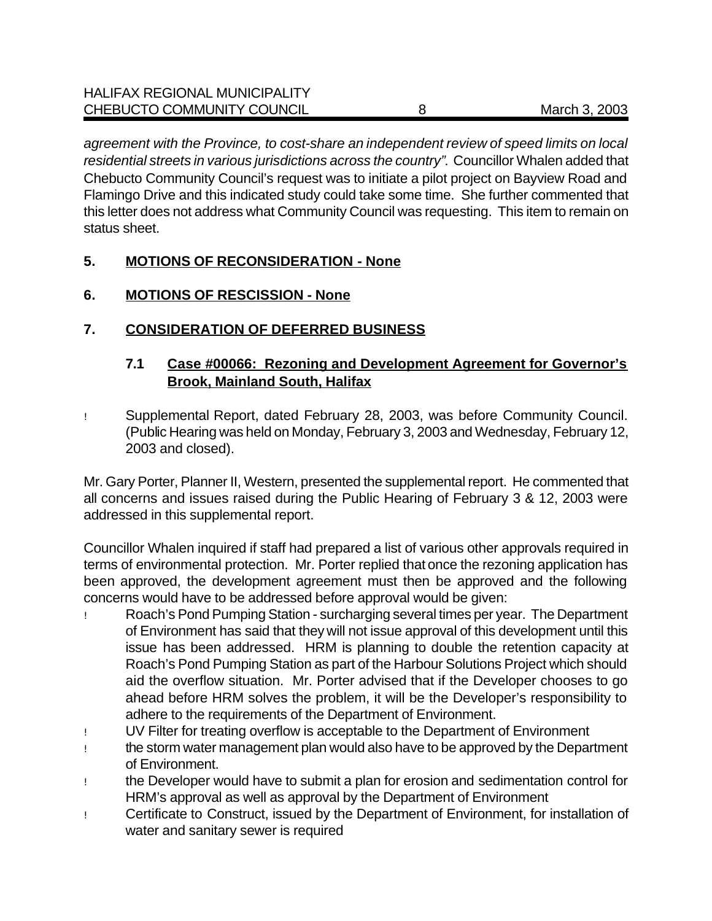*agreement with the Province, to cost-share an independent review of speed limits on local residential streets in various jurisdictions across the country".* Councillor Whalen added that Chebucto Community Council's request was to initiate a pilot project on Bayview Road and Flamingo Drive and this indicated study could take some time. She further commented that this letter does not address what Community Council was requesting. This item to remain on status sheet.

## 5. MOTIONS OF RECONSIDERATION - None

## 6. MOTIONS OF RESCISSION - None

## 7. CONSIDERATION OF DEFERRED BUSINESS

### 7.1 Case #00066: Rezoning and Development Agreement for Governor's Brook, Mainland South, Halifax

- Supplemental Report, dated February 28, 2003, was before Community Council. (Public Hearing was held on Monday, February 3, 2003 and Wednesday, February 12, 2003 and closed).

Mr. Gary Porter, Planner II, Western, presented the supplemental report. He commented that all concerns and issues raised during the Public Hearing of February 3 & 12, 2003 were addressed in this supplemental report.

Councillor Whalen inquired if staff had prepared a list of various other approvals required in terms of environmental protection. Mr. Porter replied that once the rezoning application has been approved, the development agreement must then be approved and the following concerns would have to be addressed before approval would be given:

- Roach's Pond Pumping Station - surcharging several times per year. The Department of Environment has said that they will not issue approval of this development until this issue has been addressed. HRM is planning to double the retention capacity at Roach's Pond Pumping Station as part of the Harbour Solutions Project which should aid the overflow situation. Mr. Porter advised that if the Developer chooses to go ahead before HRM solves the problem, it will be the Developer's responsibility to adhere to the requirements of the Department of Environment.
- UV Filter for treating overflow is acceptable to the Department of Environment
- the storm water management plan would also have to be approved by the Department of Environment.
- the Developer would have to submit a plan for erosion and sedimentation control for HRM's approval as well as approval by the Department of Environment
- Certificate to Construct, issued by the Department of Environment, for installation of water and sanitary sewer is required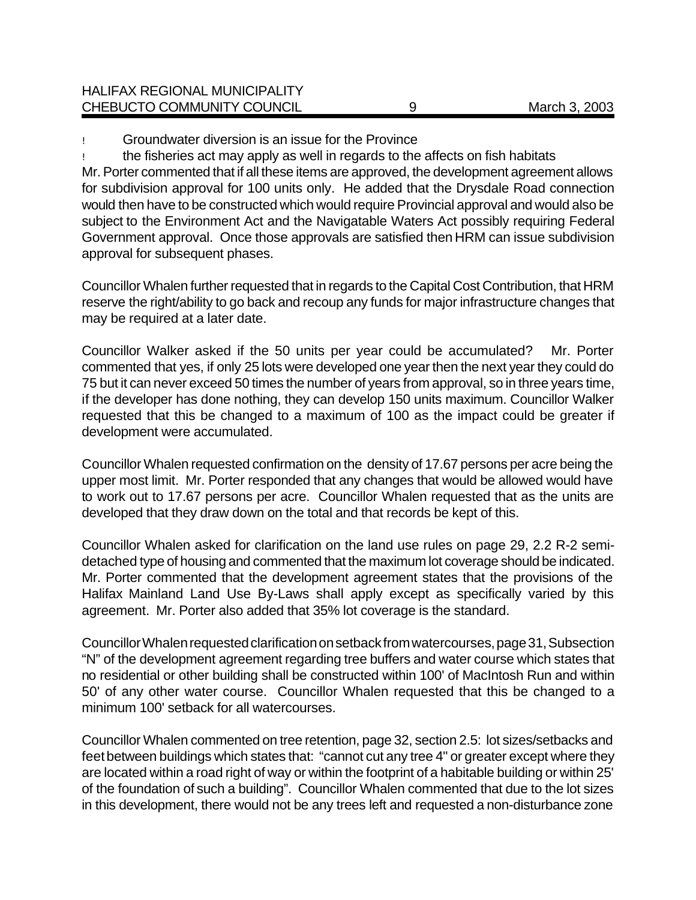- Groundwater diversion is an issue for the Province
- the fisheries act may apply as well in regards to the affects on fish habitats

Mr. Porter commented that if all these items are approved, the development agreement allows for subdivision approval for 100 units only. He added that the Drysdale Road connection would then have to be constructed which would require Provincial approval and would also be subject to the Environment Act and the Navigatable Waters Act possibly requiring Federal Government approval. Once those approvals are satisfied then HRM can issue subdivision approval for subsequent phases.

Councillor Whalen further requested that in regards to the Capital Cost Contribution, that HRM reserve the right/ability to go back and recoup any funds for major infrastructure changes that may be required at a later date.

Councillor Walker asked if the 50 units per year could be accumulated? Mr. Porter commented that yes, if only 25 lots were developed one year then the next year they could do 75 but it can never exceed 50 times the number of years from approval, so in three years time, if the developer has done nothing, they can develop 150 units maximum. Councillor Walker requested that this be changed to a maximum of 100 as the impact could be greater if development were accumulated.

Councillor Whalen requested confirmation on the density of 17.67 persons per acre being the upper most limit. Mr. Porter responded that any changes that would be allowed would have to work out to 17.67 persons per acre. Councillor Whalen requested that as the units are developed that they draw down on the total and that records be kept of this.

Councillor Whalen asked for clarification on the land use rules on page 29, 2.2 R-2 semi-detached type of housing and commented that the maximum lot coverage should be indicated. Mr. Porter commented that the development agreement states that the provisions of the Halifax Mainland Land Use By-Laws shall apply except as specifically varied by this agreement. Mr. Porter also added that 35% lot coverage is the standard.

Councillor Whalen requested clarification on setback from watercourses, page 31, Subsection "N" of the development agreement regarding tree buffers and water course which states that no residential or other building shall be constructed within 100' of MacIntosh Run and within 50' of any other water course. Councillor Whalen requested that this be changed to a minimum 100' setback for all watercourses.

Councillor Whalen commented on tree retention, page 32, section 2.5: lot sizes/setbacks and feet between buildings which states that: "cannot cut any tree 4" or greater except where they are located within a road right of way or within the footprint of a habitable building or within 25' of the foundation of such a building". Councillor Whalen commented that due to the lot sizes in this development, there would not be any trees left and requested a non-disturbance zone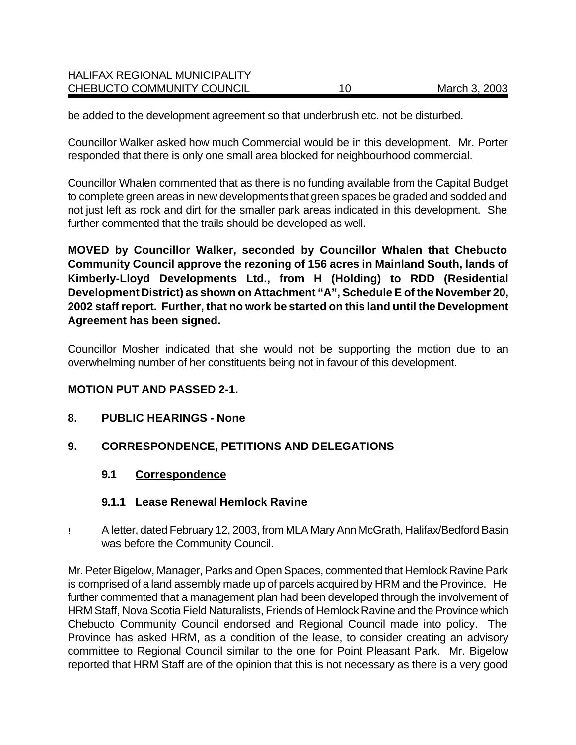be added to the development agreement so that underbrush etc. not be disturbed.

Councillor Walker asked how much Commercial would be in this development. Mr. Porter responded that there is only one small area blocked for neighbourhood commercial.

Councillor Whalen commented that as there is no funding available from the Capital Budget to complete green areas in new developments that green spaces be graded and sodded and not just left as rock and dirt for the smaller park areas indicated in this development. She further commented that the trails should be developed as well.

**MOVED by Councillor Walker, seconded by Councillor Whalen that Chebucto Community Council approve the rezoning of 156 acres in Mainland South, lands of Kimberly-Lloyd Developments Ltd., from H (Holding) to RDD (Residential Development District) as shown on Attachment "A", Schedule E of the November 20, 2002 staff report. Further, that no work be started on this land until the Development Agreement has been signed.**

Councillor Mosher indicated that she would not be supporting the motion due to an overwhelming number of her constituents being not in favour of this development.

**MOTION PUT AND PASSED 2-1.**

## 8. PUBLIC HEARINGS - None

## 9. CORRESPONDENCE, PETITIONS AND DELEGATIONS

### 9.1 Correspondence

#### 9.1.1 Lease Renewal Hemlock Ravine

- A letter, dated February 12, 2003, from MLA Mary Ann McGrath, Halifax/Bedford Basin was before the Community Council.

Mr. Peter Bigelow, Manager, Parks and Open Spaces, commented that Hemlock Ravine Park is comprised of a land assembly made up of parcels acquired by HRM and the Province. He further commented that a management plan had been developed through the involvement of HRM Staff, Nova Scotia Field Naturalists, Friends of Hemlock Ravine and the Province which Chebucto Community Council endorsed and Regional Council made into policy. The Province has asked HRM, as a condition of the lease, to consider creating an advisory committee to Regional Council similar to the one for Point Pleasant Park. Mr. Bigelow reported that HRM Staff are of the opinion that this is not necessary as there is a very good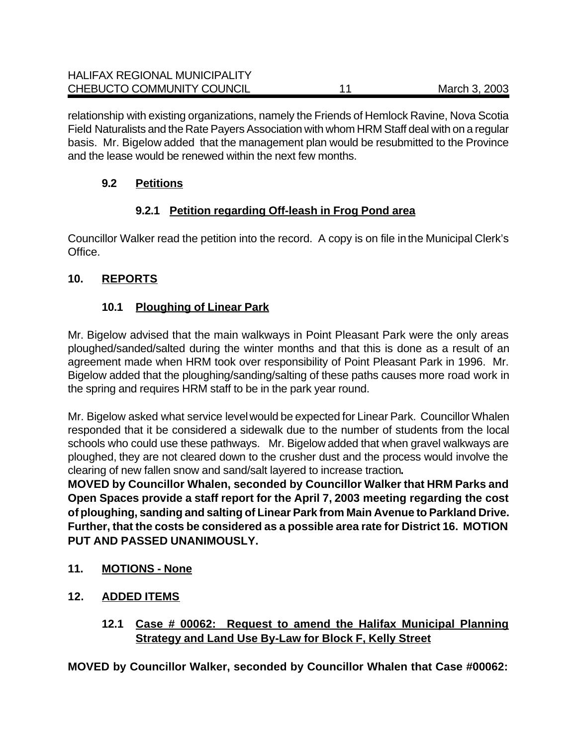relationship with existing organizations, namely the Friends of Hemlock Ravine, Nova Scotia Field Naturalists and the Rate Payers Association with whom HRM Staff deal with on a regular basis. Mr. Bigelow added that the management plan would be resubmitted to the Province and the lease would be renewed within the next few months.

### 9.2 Petitions

#### 9.2.1 Petition regarding Off-leash in Frog Pond area

Councillor Walker read the petition into the record. A copy is on file in the Municipal Clerk's Office.

## 10. REPORTS

### 10.1 Ploughing of Linear Park

Mr. Bigelow advised that the main walkways in Point Pleasant Park were the only areas ploughed/sanded/salted during the winter months and that this is done as a result of an agreement made when HRM took over responsibility of Point Pleasant Park in 1996. Mr. Bigelow added that the ploughing/sanding/salting of these paths causes more road work in the spring and requires HRM staff to be in the park year round.

Mr. Bigelow asked what service level would be expected for Linear Park. Councillor Whalen responded that it be considered a sidewalk due to the number of students from the local schools who could use these pathways. Mr. Bigelow added that when gravel walkways are ploughed, they are not cleared down to the crusher dust and the process would involve the clearing of new fallen snow and sand/salt layered to increase traction**.**

**MOVED by Councillor Whalen, seconded by Councillor Walker that HRM Parks and Open Spaces provide a staff report for the April 7, 2003 meeting regarding the cost of ploughing, sanding and salting of Linear Park from Main Avenue to Parkland Drive. Further, that the costs be considered as a possible area rate for District 16. MOTION PUT AND PASSED UNANIMOUSLY.**

## 11. MOTIONS - None

## 12. ADDED ITEMS

### 12.1 Case # 00062: Request to amend the Halifax Municipal Planning Strategy and Land Use By-Law for Block F, Kelly Street

**MOVED by Councillor Walker, seconded by Councillor Whalen that Case #00062:**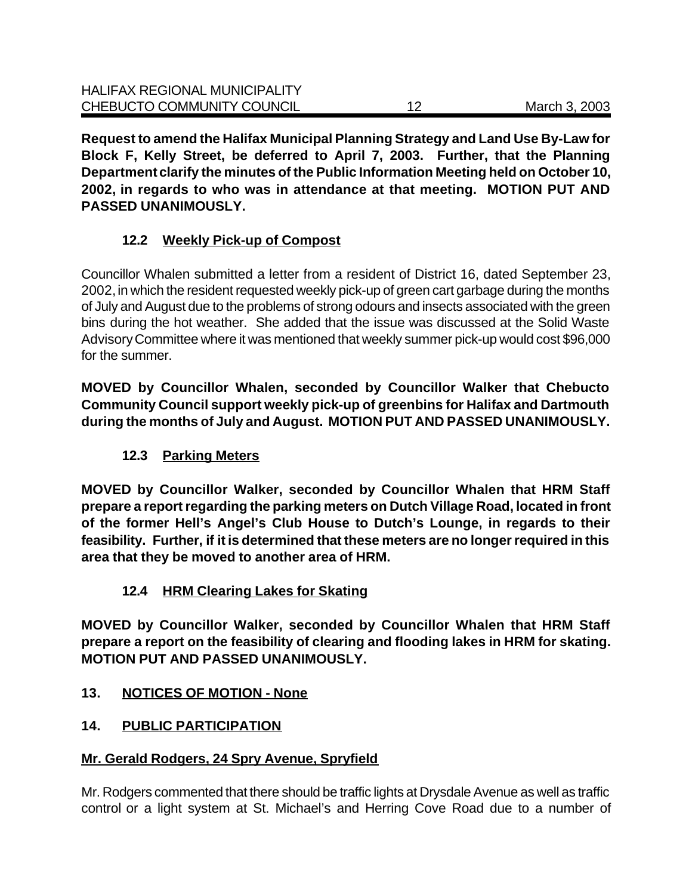**Request to amend the Halifax Municipal Planning Strategy and Land Use By-Law for Block F, Kelly Street, be deferred to April 7, 2003. Further, that the Planning Department clarify the minutes of the Public Information Meeting held on October 10, 2002, in regards to who was in attendance at that meeting. MOTION PUT AND PASSED UNANIMOUSLY.**

### 12.2 Weekly Pick-up of Compost

Councillor Whalen submitted a letter from a resident of District 16, dated September 23, 2002, in which the resident requested weekly pick-up of green cart garbage during the months of July and August due to the problems of strong odours and insects associated with the green bins during the hot weather. She added that the issue was discussed at the Solid Waste Advisory Committee where it was mentioned that weekly summer pick-up would cost $96,000 for the summer.

**MOVED by Councillor Whalen, seconded by Councillor Walker that Chebucto Community Council support weekly pick-up of greenbins for Halifax and Dartmouth during the months of July and August. MOTION PUT AND PASSED UNANIMOUSLY.**

### 12.3 Parking Meters

**MOVED by Councillor Walker, seconded by Councillor Whalen that HRM Staff prepare a report regarding the parking meters on Dutch Village Road, located in front of the former Hell's Angel's Club House to Dutch's Lounge, in regards to their feasibility. Further, if it is determined that these meters are no longer required in this area that they be moved to another area of HRM.**

### 12.4 HRM Clearing Lakes for Skating

**MOVED by Councillor Walker, seconded by Councillor Whalen that HRM Staff prepare a report on the feasibility of clearing and flooding lakes in HRM for skating. MOTION PUT AND PASSED UNANIMOUSLY.**

## 13. NOTICES OF MOTION - None

## 14. PUBLIC PARTICIPATION

**Mr. Gerald Rodgers, 24 Spry Avenue, Spryfield**

Mr. Rodgers commented that there should be traffic lights at Drysdale Avenue as well as traffic control or a light system at St. Michael's and Herring Cove Road due to a number of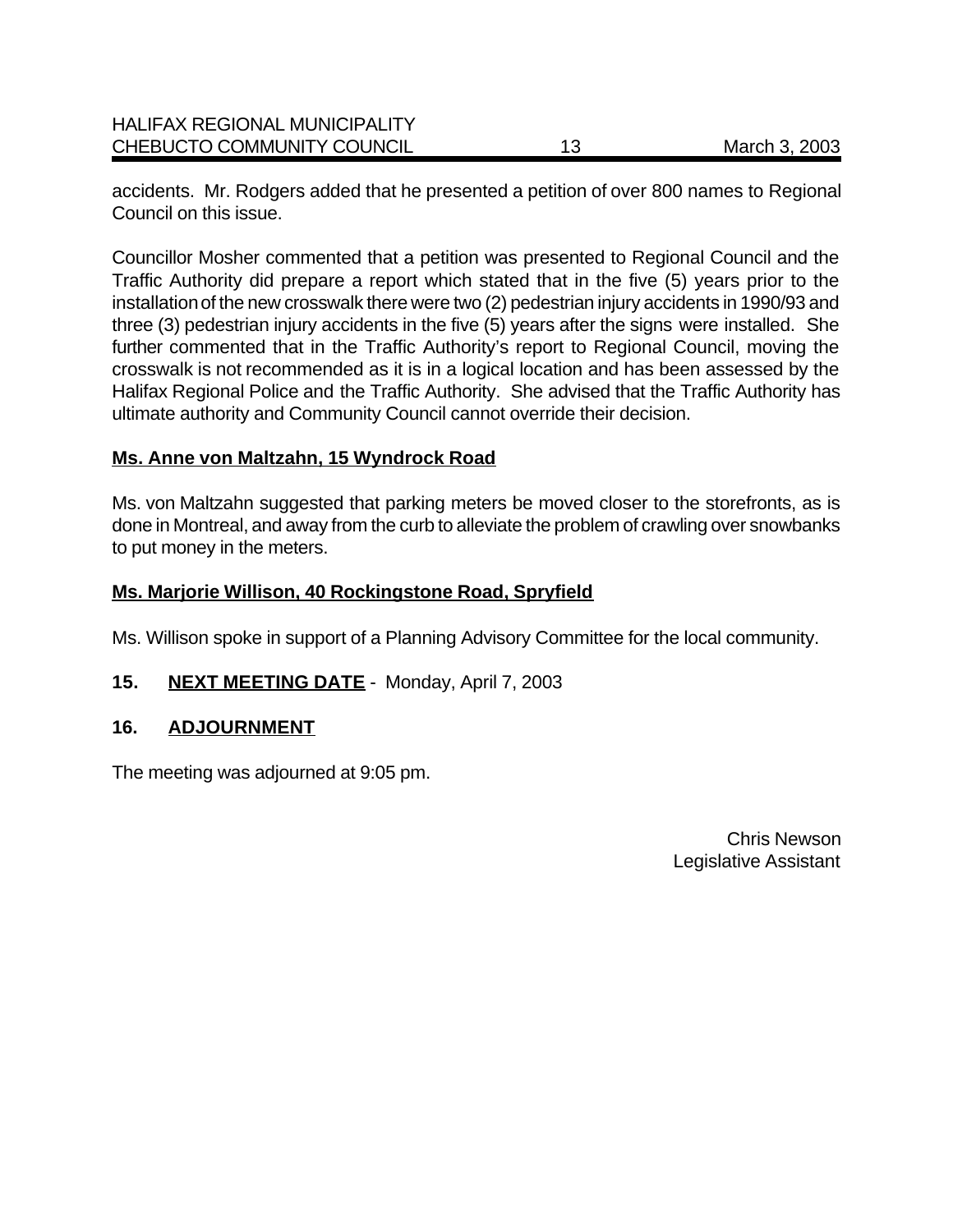accidents. Mr. Rodgers added that he presented a petition of over 800 names to Regional Council on this issue.

Councillor Mosher commented that a petition was presented to Regional Council and the Traffic Authority did prepare a report which stated that in the five (5) years prior to the installation of the new crosswalk there were two (2) pedestrian injury accidents in 1990/93 and three (3) pedestrian injury accidents in the five (5) years after the signs were installed. She further commented that in the Traffic Authority's report to Regional Council, moving the crosswalk is not recommended as it is in a logical location and has been assessed by the Halifax Regional Police and the Traffic Authority. She advised that the Traffic Authority has ultimate authority and Community Council cannot override their decision.

**Ms. Anne von Maltzahn, 15 Wyndrock Road**

Ms. von Maltzahn suggested that parking meters be moved closer to the storefronts, as is done in Montreal, and away from the curb to alleviate the problem of crawling over snowbanks to put money in the meters.

**Ms. Marjorie Willison, 40 Rockingstone Road, Spryfield**

Ms. Willison spoke in support of a Planning Advisory Committee for the local community.

## 15. NEXT MEETING DATE - Monday, April 7, 2003

## 16. ADJOURNMENT

The meeting was adjourned at 9:05 pm.

Chris Newson
Legislative Assistant